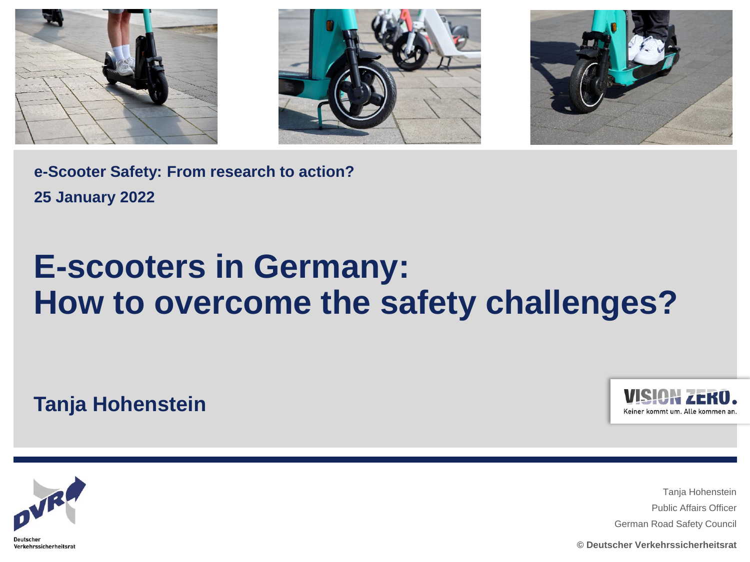**e-Scooter Safety: From research to action?**

**25 January 2022**

# E-scooters in Germany: How to overcome the safety challenges?

**Tanja Hohenstein**

VISION ZERO.
Keiner kommt um. Alle kommen an.

Deutscher Verkehrssicherheitsrat

Tanja Hohenstein
Public Affairs Officer
German Road Safety Council

**© Deutscher Verkehrssicherheitsrat**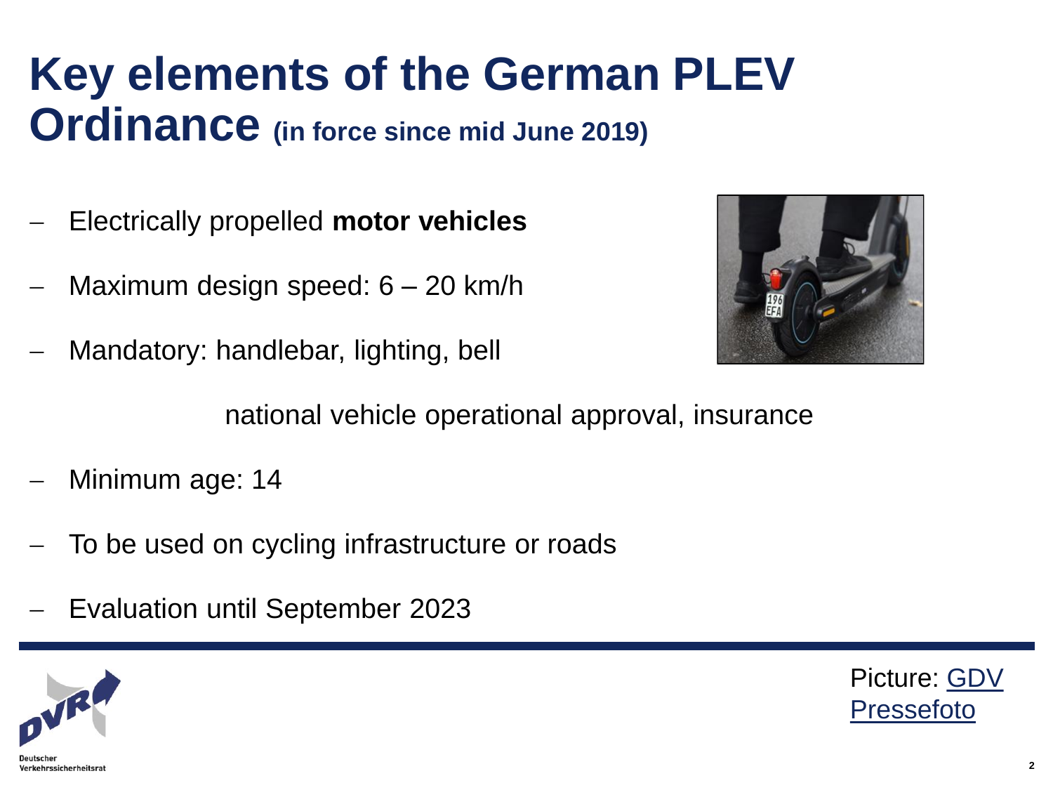# Key elements of the German PLEV Ordinance (in force since mid June 2019)

- Electrically propelled **motor vehicles**
- Maximum design speed: 6 – 20 km/h
- Mandatory: handlebar, lighting, bell

  national vehicle operational approval, insurance

- Minimum age: 14
- To be used on cycling infrastructure or roads
- Evaluation until September 2023

Picture: GDV Pressefoto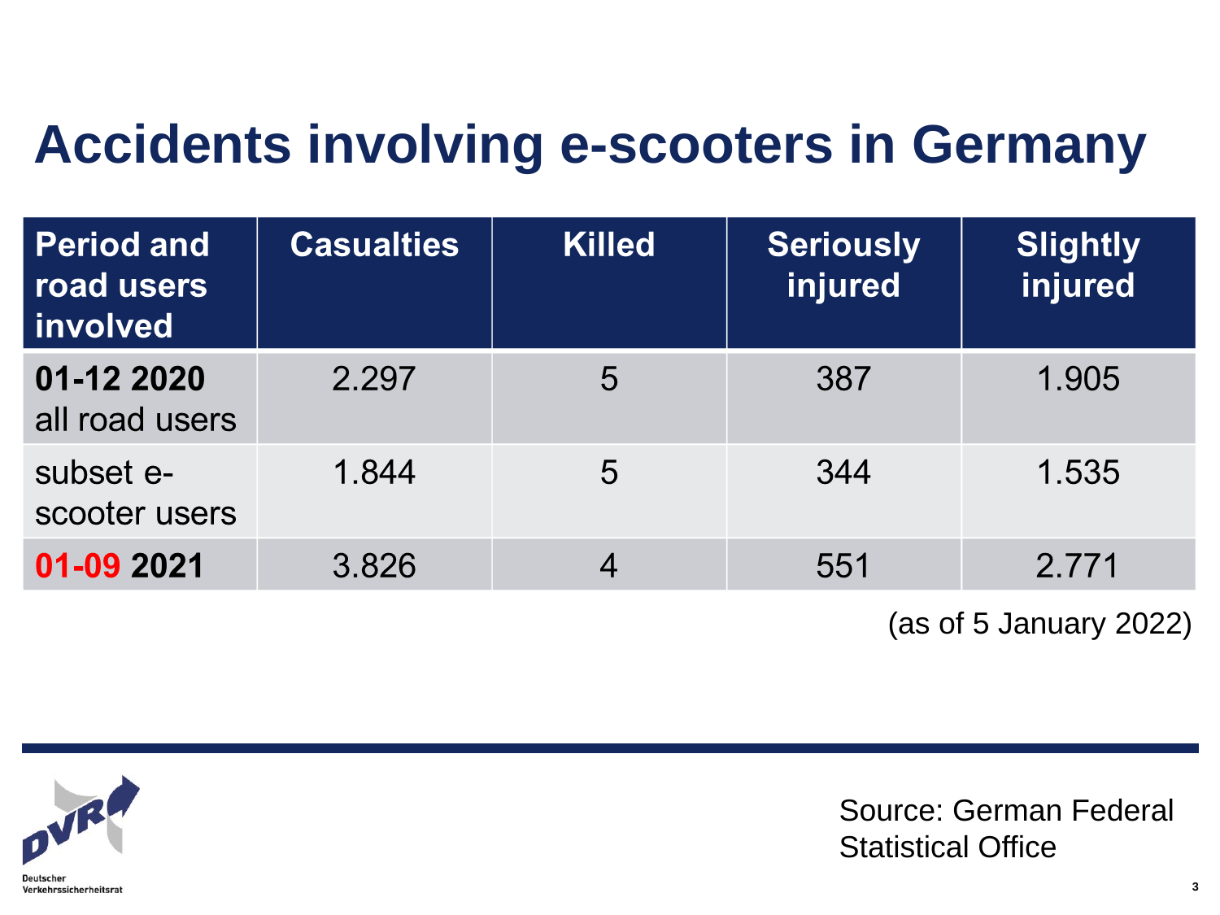# Accidents involving e-scooters in Germany

| Period and road users involved | Casualties | Killed | Seriously injured | Slightly injured |
|---|---|---|---|---|
| **01-12 2020** all road users | 2.297 | 5 | 387 | 1.905 |
| subset e-scooter users | 1.844 | 5 | 344 | 1.535 |
| **01-09 2021** | 3.826 | 4 | 551 | 2.771 |

(as of 5 January 2022)

Deutscher Verkehrssicherheitsrat

Source: German Federal Statistical Office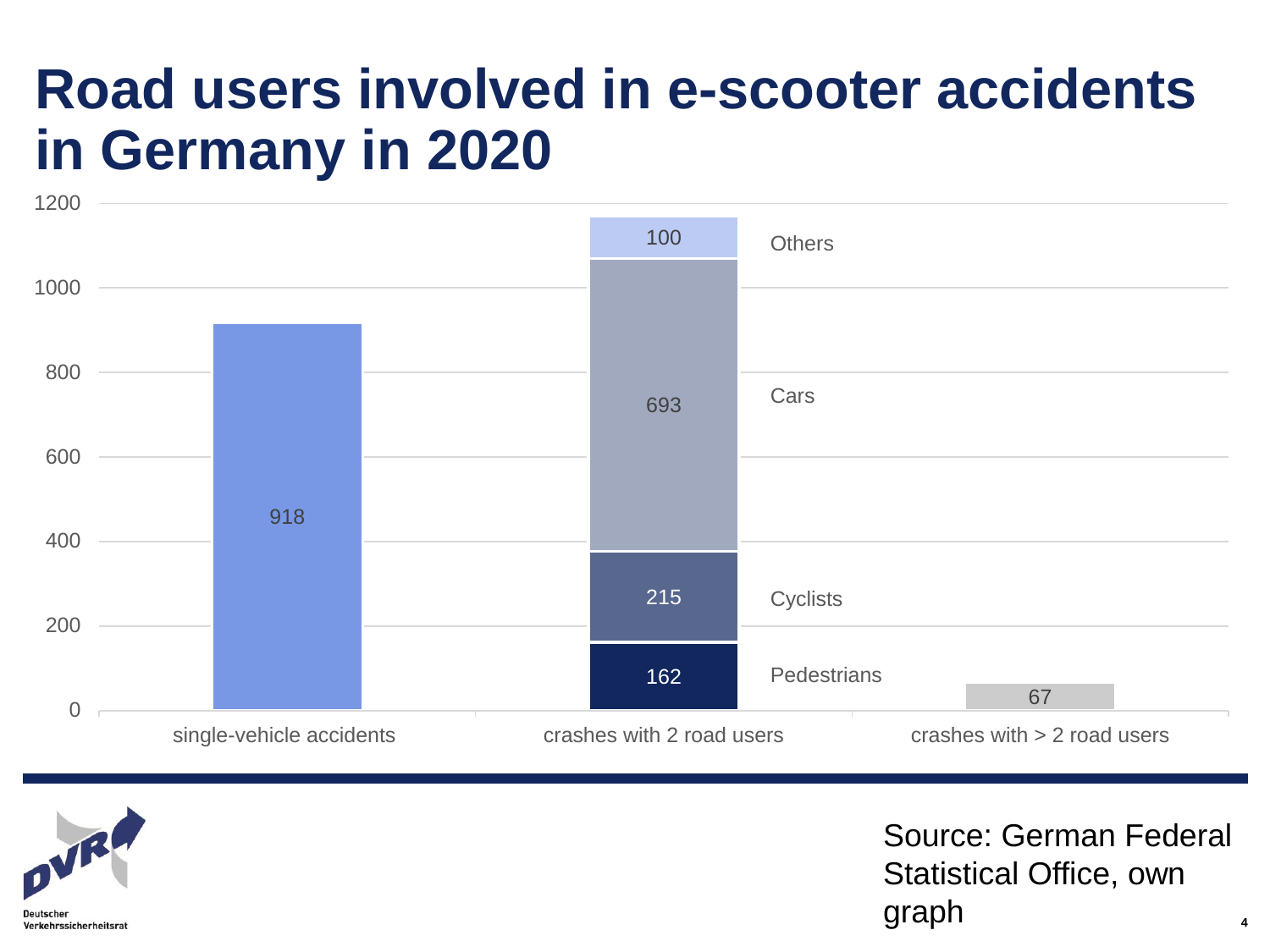# Road users involved in e-scooter accidents in Germany in 2020

| | single-vehicle accidents | crashes with 2 road users | crashes with > 2 road users |
|---|---|---|---|
| Single-vehicle | 918 | | |
| Pedestrians | | 162 | |
| Cyclists | | 215 | |
| Cars | | 693 | |
| Others | | 100 | |
| Crashes with > 2 road users | | | 67 |

Source: German Federal Statistical Office, own graph

Deutscher Verkehrssicherheitsrat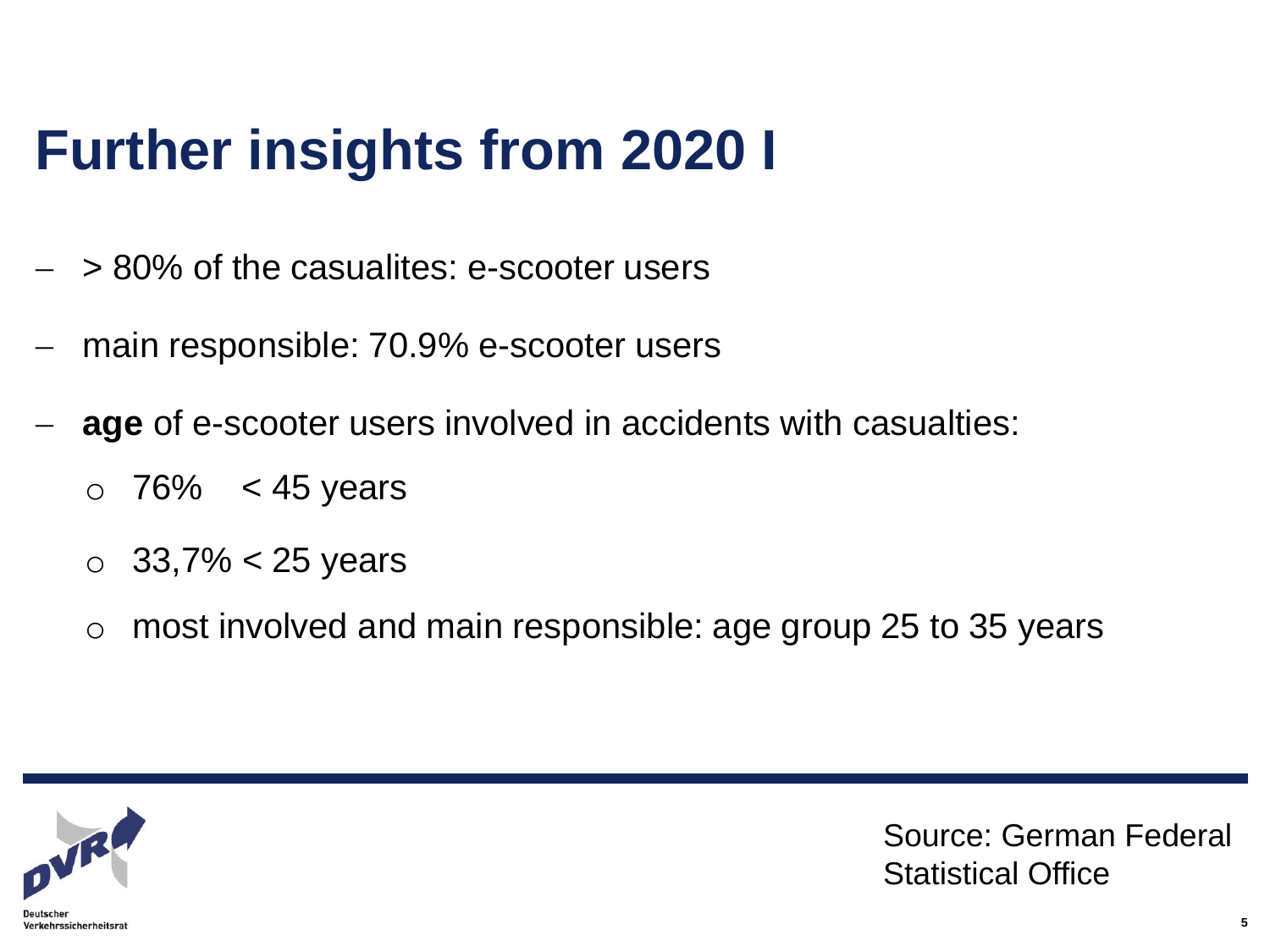# Further insights from 2020 I

- > 80% of the casualites: e-scooter users
- main responsible: 70.9% e-scooter users
- **age** of e-scooter users involved in accidents with casualties:
  - 76% < 45 years
  - 33,7% < 25 years
  - most involved and main responsible: age group 25 to 35 years

Source: German Federal Statistical Office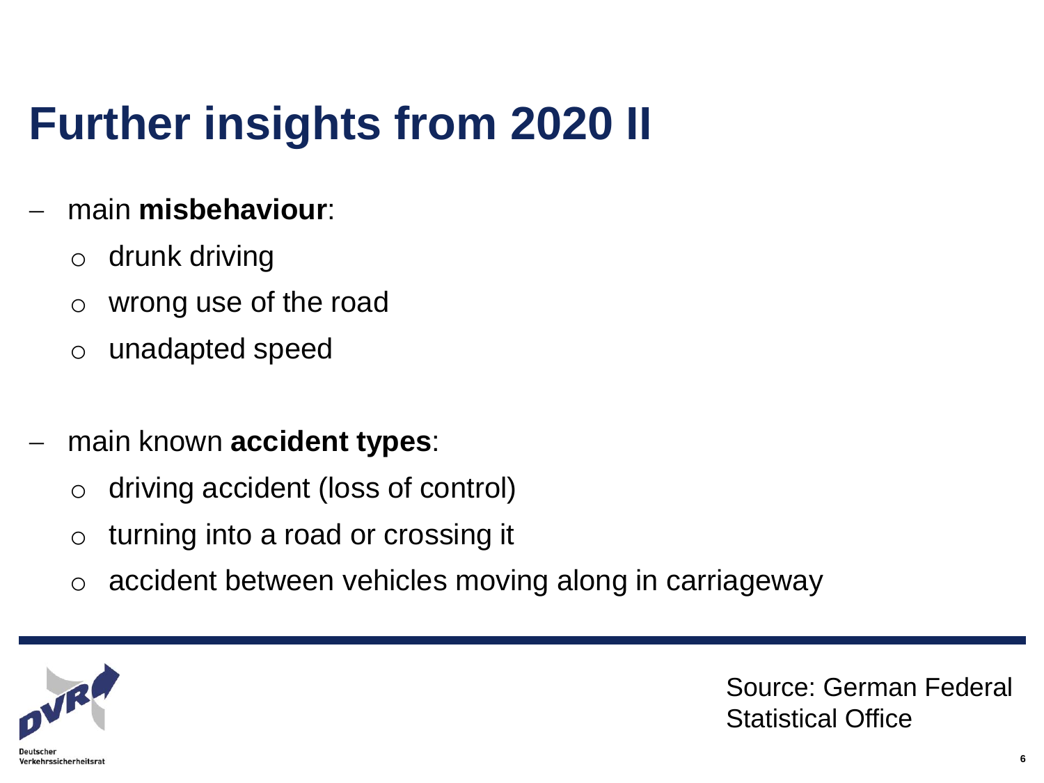# Further insights from 2020 II

- main **misbehaviour**:
  - drunk driving
  - wrong use of the road
  - unadapted speed

- main known **accident types**:
  - driving accident (loss of control)
  - turning into a road or crossing it
  - accident between vehicles moving along in carriageway

Deutscher Verkehrssicherheitsrat

Source: German Federal Statistical Office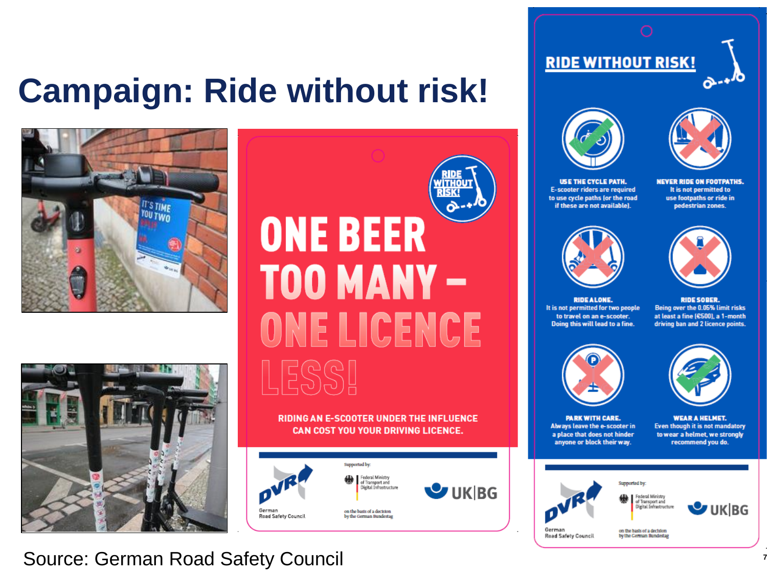# Campaign: Ride without risk!

ONE BEER TOO MANY – ONE LICENCE LESS!

RIDING AN E-SCOOTER UNDER THE INFLUENCE CAN COST YOU YOUR DRIVING LICENCE.

## RIDE WITHOUT RISK!

**USE THE CYCLE PATH.**
E-scooter riders are required to use cycle paths (or the road if these are not available).

**NEVER RIDE ON FOOTPATHS.**
It is not permitted to use footpaths or ride in pedestrian zones.

**RIDE ALONE.**
It is not permitted for two people to travel on an e-scooter. Doing this will lead to a fine.

**RIDE SOBER.**
Being over the 0.05% limit risks at least a fine (€500), a 1-month driving ban and 2 licence points.

**PARK WITH CARE.**
Always leave the e-scooter in a place that does not hinder anyone or block their way.

**WEAR A HELMET.**
Even though it is not mandatory to wear a helmet, we strongly recommend you do.

DVR German Road Safety Council — Supported by: Federal Ministry of Transport and Digital Infrastructure, on the basis of a decision by the German Bundestag — UK|BG

Source: German Road Safety Council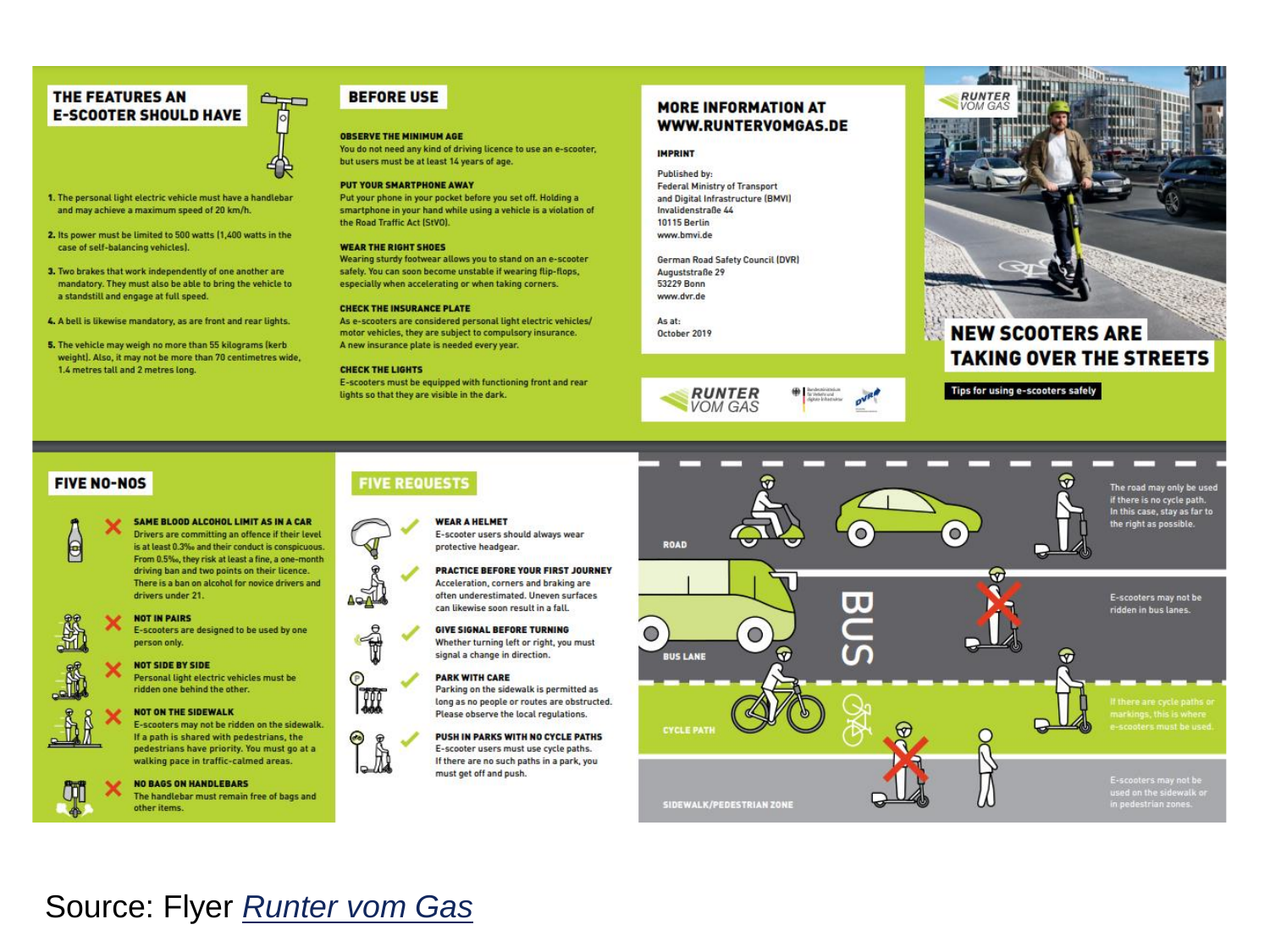## THE FEATURES AN E-SCOOTER SHOULD HAVE

1. The personal light electric vehicle must have a handlebar and may achieve a maximum speed of 20 km/h.
2. Its power must be limited to 500 watts (1,400 watts in the case of self-balancing vehicles).
3. Two brakes that work independently of one another are mandatory. They must also be able to bring the vehicle to a standstill and engage at full speed.
4. A bell is likewise mandatory, as are front and rear lights.
5. The vehicle may weigh no more than 55 kilograms (kerb weight). Also, it may not be more than 70 centimetres wide, 1.4 metres tall and 2 metres long.

## BEFORE USE

**OBSERVE THE MINIMUM AGE**
You do not need any kind of driving licence to use an e-scooter, but users must be at least 14 years of age.

**PUT YOUR SMARTPHONE AWAY**
Put your phone in your pocket before you set off. Holding a smartphone in your hand while using a vehicle is a violation of the Road Traffic Act (StVO).

**WEAR THE RIGHT SHOES**
Wearing sturdy footwear allows you to stand on an e-scooter safely. You can soon become unstable if wearing flip-flops, especially when accelerating or when taking corners.

**CHECK THE INSURANCE PLATE**
As e-scooters are considered personal light electric vehicles/motor vehicles, they are subject to compulsory insurance. A new insurance plate is needed every year.

**CHECK THE LIGHTS**
E-scooters must be equipped with functioning front and rear lights so that they are visible in the dark.

## MORE INFORMATION AT WWW.RUNTERVOMGAS.DE

**IMPRINT**

Published by:
Federal Ministry of Transport and Digital Infrastructure (BMVI)
Invalidenstraße 44
10115 Berlin
www.bmvi.de

German Road Safety Council (DVR)
Auguststraße 29
53229 Bonn
www.dvr.de

As at:
October 2019

RUNTER VOM GAS

## NEW SCOOTERS ARE TAKING OVER THE STREETS

Tips for using e-scooters safely

## FIVE NO-NOS

**SAME BLOOD ALCOHOL LIMIT AS IN A CAR**
Drivers are committing an offence if their level is at least 0.3‰ and their conduct is conspicuous. From 0.5‰, they risk at least a fine, a one-month driving ban and two points on their licence. There is a ban on alcohol for novice drivers and drivers under 21.

**NOT IN PAIRS**
E-scooters are designed to be used by one person only.

**NOT SIDE BY SIDE**
Personal light electric vehicles must be ridden one behind the other.

**NOT ON THE SIDEWALK**
E-scooters may not be ridden on the sidewalk. If a path is shared with pedestrians, the pedestrians have priority. You must go at a walking pace in traffic-calmed areas.

**NO BAGS ON HANDLEBARS**
The handlebar must remain free of bags and other items.

## FIVE REQUESTS

**WEAR A HELMET**
E-scooter users should always wear protective headgear.

**PRACTICE BEFORE YOUR FIRST JOURNEY**
Acceleration, corners and braking are often underestimated. Uneven surfaces can likewise soon result in a fall.

**GIVE SIGNAL BEFORE TURNING**
Whether turning left or right, you must signal a change in direction.

**PARK WITH CARE**
Parking on the sidewalk is permitted as long as no people or routes are obstructed. Please observe the local regulations.

**PUSH IN PARKS WITH NO CYCLE PATHS**
E-scooter users must use cycle paths. If there are no such paths in a park, you must get off and push.

**ROAD**: The road may only be used if there is no cycle path. In this case, stay as far to the right as possible.

**BUS LANE**: E-scooters may not be ridden in bus lanes.

**CYCLE PATH**: If there are cycle paths or markings, this is where e-scooters must be used.

**SIDEWALK/PEDESTRIAN ZONE**: E-scooters may not be used on the sidewalk or in pedestrian zones.

Source: Flyer *Runter vom Gas*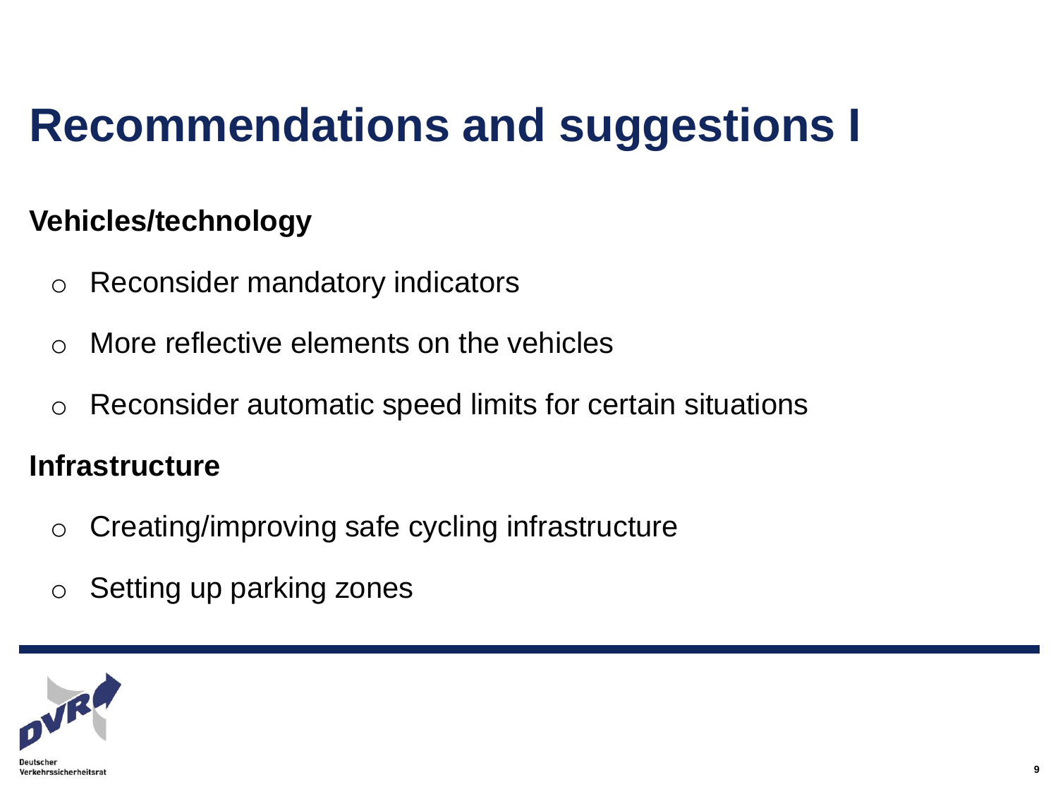# Recommendations and suggestions I

**Vehicles/technology**

- Reconsider mandatory indicators
- More reflective elements on the vehicles
- Reconsider automatic speed limits for certain situations

**Infrastructure**

- Creating/improving safe cycling infrastructure
- Setting up parking zones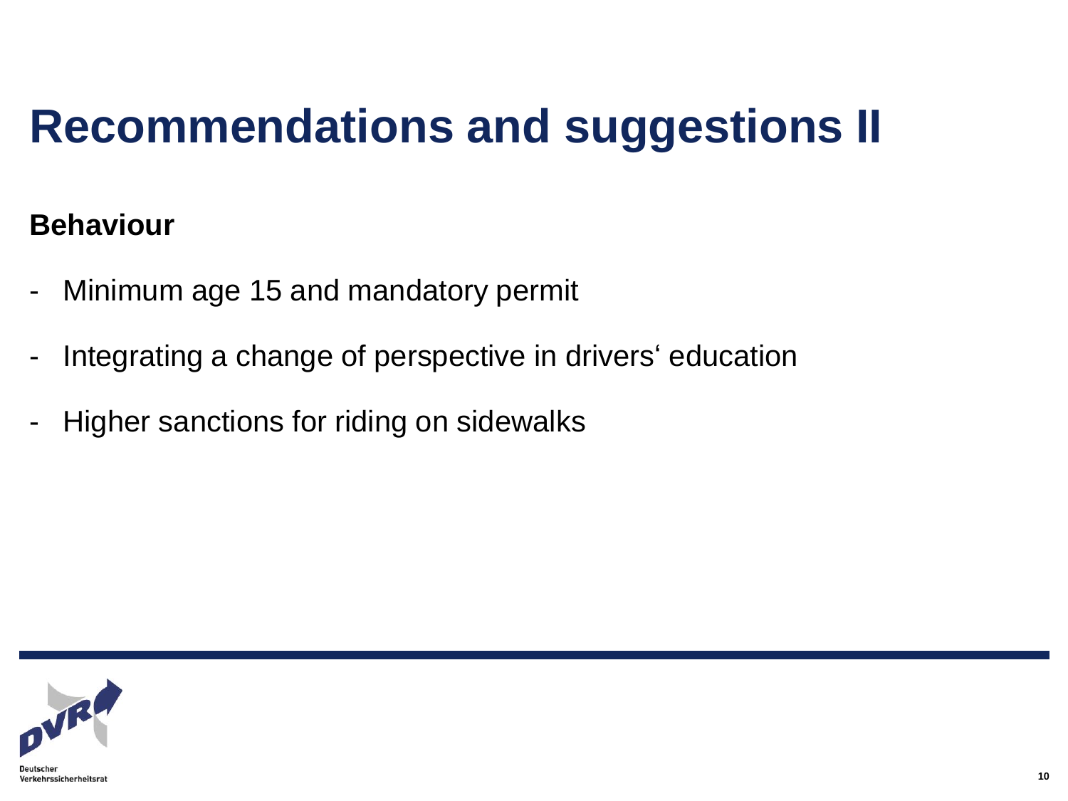# Recommendations and suggestions II

**Behaviour**

- Minimum age 15 and mandatory permit
- Integrating a change of perspective in drivers‘ education
- Higher sanctions for riding on sidewalks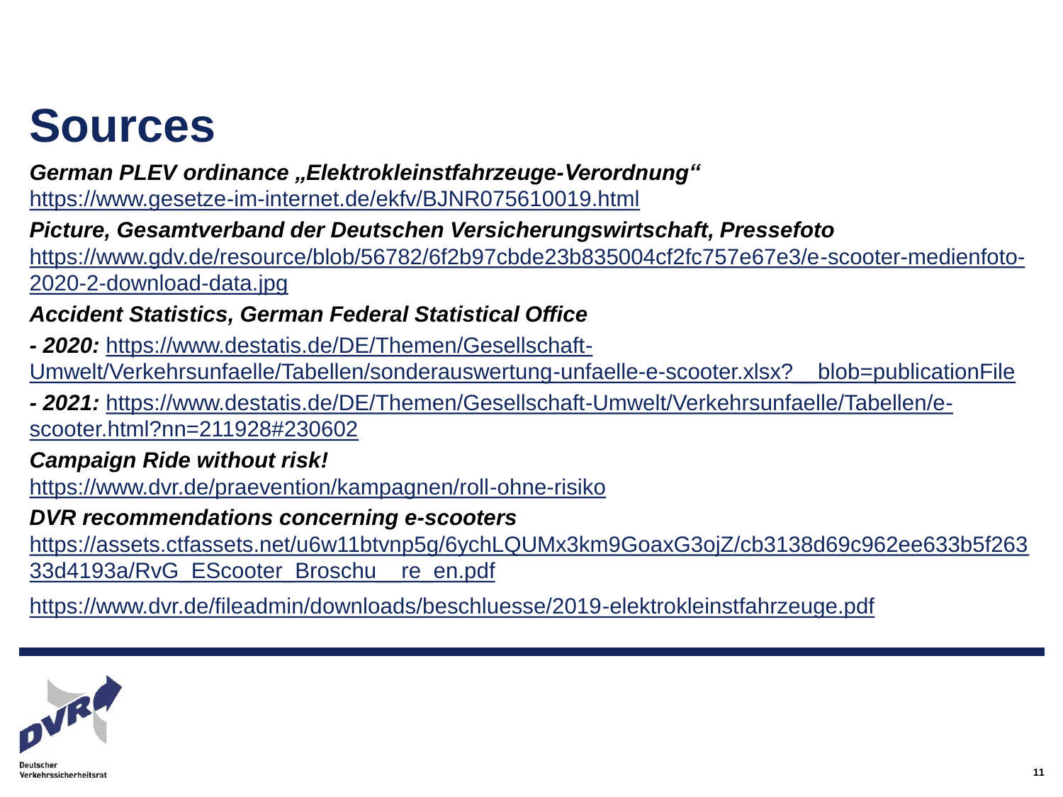# Sources

***German PLEV ordinance „Elektrokleinstfahrzeuge-Verordnung"***
https://www.gesetze-im-internet.de/ekfv/BJNR075610019.html

***Picture, Gesamtverband der Deutschen Versicherungswirtschaft, Pressefoto***
https://www.gdv.de/resource/blob/56782/6f2b97cbde23b835004cf2fc757e67e3/e-scooter-medienfoto-2020-2-download-data.jpg

***Accident Statistics, German Federal Statistical Office***

***- 2020:*** https://www.destatis.de/DE/Themen/Gesellschaft-Umwelt/Verkehrsunfaelle/Tabellen/sonderauswertung-unfaelle-e-scooter.xlsx?__blob=publicationFile

***- 2021:*** https://www.destatis.de/DE/Themen/Gesellschaft-Umwelt/Verkehrsunfaelle/Tabellen/e-scooter.html?nn=211928#230602

***Campaign Ride without risk!***
https://www.dvr.de/praevention/kampagnen/roll-ohne-risiko

***DVR recommendations concerning e-scooters***
https://assets.ctfassets.net/u6w11btvnp5g/6ychLQUMx3km9GoaxG3ojZ/cb3138d69c962ee633b5f26333d4193a/RvG_EScooter_Broschu__re_en.pdf

https://www.dvr.de/fileadmin/downloads/beschluesse/2019-elektrokleinstfahrzeuge.pdf

Deutscher Verkehrssicherheitsrat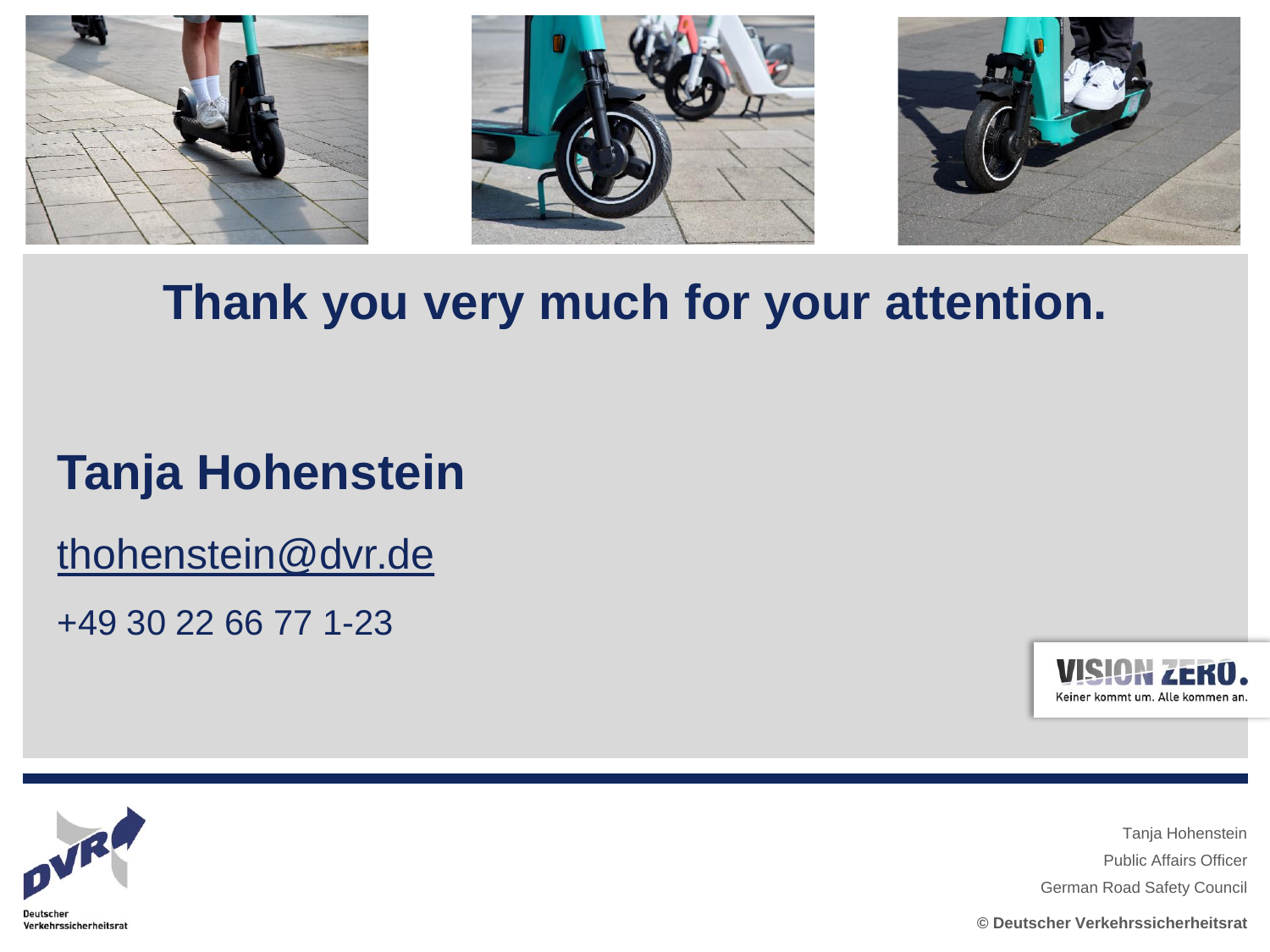# Thank you very much for your attention.

## Tanja Hohenstein

thohenstein@dvr.de

+49 30 22 66 77 1-23

VISION ZERO.
Keiner kommt um. Alle kommen an.

Deutscher Verkehrssicherheitsrat

Tanja Hohenstein
Public Affairs Officer
German Road Safety Council

**© Deutscher Verkehrssicherheitsrat**